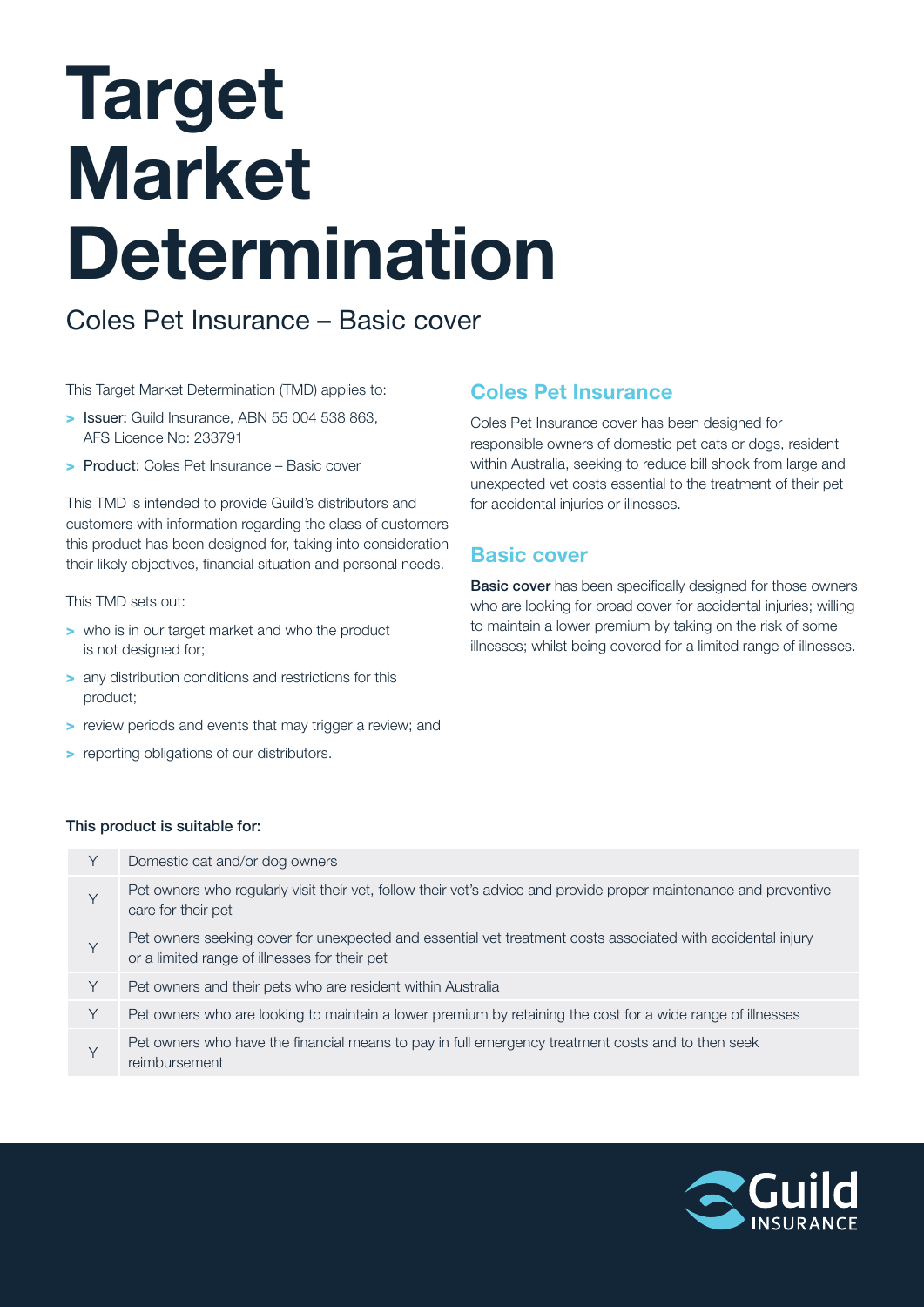# Target Market Determination

## Coles Pet Insurance – Basic cover

This Target Market Determination (TMD) applies to:

- **Issuer:** Guild Insurance, ABN 55 004 538 863, AFS Licence No: 233791
- **Product:** Coles Pet Insurance – Basic cover

This TMD is intended to provide Guild's distributors and customers with information regarding the class of customers this product has been designed for, taking into consideration their likely objectives, financial situation and personal needs.

This TMD sets out:

- who is in our target market and who the product is not designed for;
- any distribution conditions and restrictions for this product;
- review periods and events that may trigger a review; and
- reporting obligations of our distributors.

### Coles Pet Insurance

Coles Pet Insurance cover has been designed for responsible owners of domestic pet cats or dogs, resident within Australia, seeking to reduce bill shock from large and unexpected vet costs essential to the treatment of their pet for accidental injuries or illnesses.

### Basic cover

**Basic cover** has been specifically designed for those owners who are looking for broad cover for accidental injuries; willing to maintain a lower premium by taking on the risk of some illnesses; whilst being covered for a limited range of illnesses.

**This product is suitable for:**

| | |
|---|---|
| Y | Domestic cat and/or dog owners |
| Y | Pet owners who regularly visit their vet, follow their vet's advice and provide proper maintenance and preventive care for their pet |
| Y | Pet owners seeking cover for unexpected and essential vet treatment costs associated with accidental injury or a limited range of illnesses for their pet |
| Y | Pet owners and their pets who are resident within Australia |
| Y | Pet owners who are looking to maintain a lower premium by retaining the cost for a wide range of illnesses |
| Y | Pet owners who have the financial means to pay in full emergency treatment costs and to then seek reimbursement |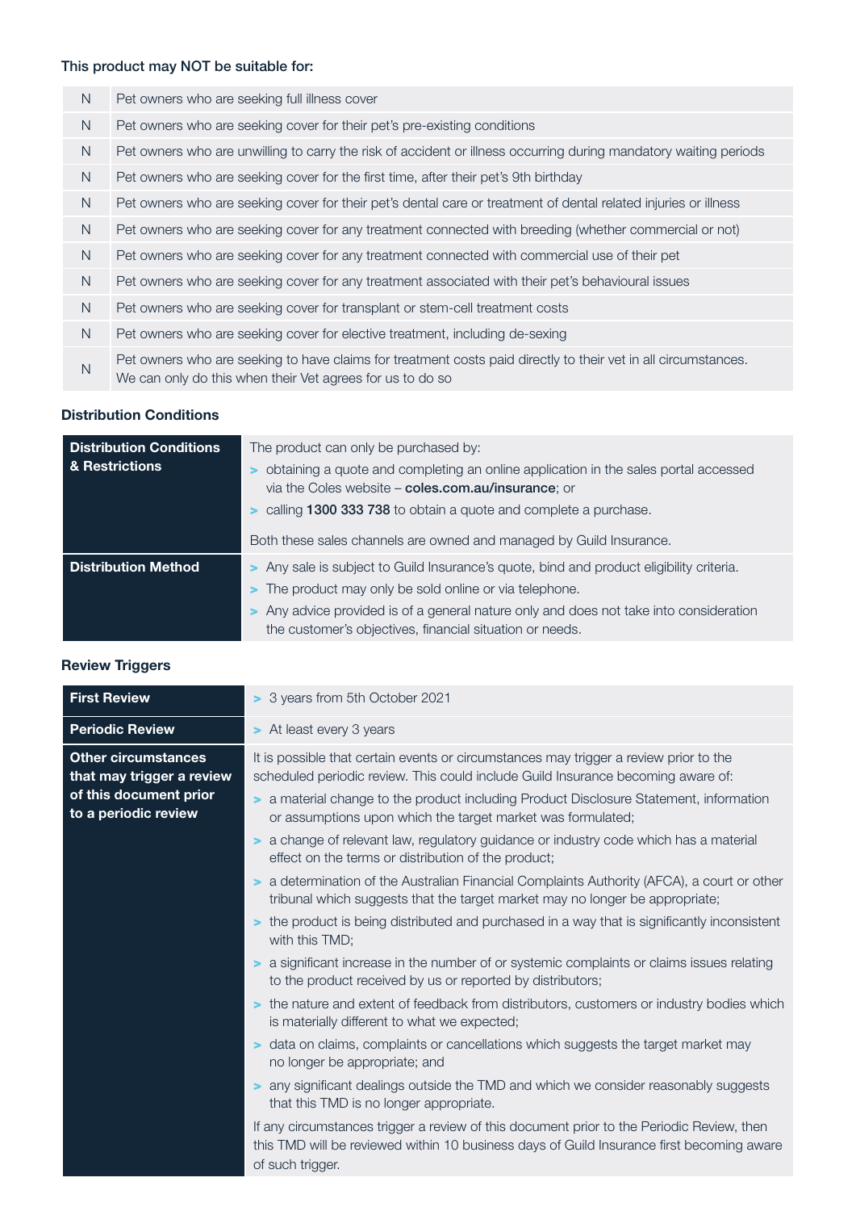### This product may NOT be suitable for:

| | |
|---|---|
| N | Pet owners who are seeking full illness cover |
| N | Pet owners who are seeking cover for their pet's pre-existing conditions |
| N | Pet owners who are unwilling to carry the risk of accident or illness occurring during mandatory waiting periods |
| N | Pet owners who are seeking cover for the first time, after their pet's 9th birthday |
| N | Pet owners who are seeking cover for their pet's dental care or treatment of dental related injuries or illness |
| N | Pet owners who are seeking cover for any treatment connected with breeding (whether commercial or not) |
| N | Pet owners who are seeking cover for any treatment connected with commercial use of their pet |
| N | Pet owners who are seeking cover for any treatment associated with their pet's behavioural issues |
| N | Pet owners who are seeking cover for transplant or stem-cell treatment costs |
| N | Pet owners who are seeking cover for elective treatment, including de-sexing |
| N | Pet owners who are seeking to have claims for treatment costs paid directly to their vet in all circumstances. We can only do this when their Vet agrees for us to do so |

### Distribution Conditions

| | |
|---|---|
| **Distribution Conditions & Restrictions** | The product can only be purchased by:<br>> obtaining a quote and completing an online application in the sales portal accessed via the Coles website – **coles.com.au/insurance**; or<br>> calling **1300 333 738** to obtain a quote and complete a purchase.<br><br>Both these sales channels are owned and managed by Guild Insurance. |
| **Distribution Method** | > Any sale is subject to Guild Insurance's quote, bind and product eligibility criteria.<br>> The product may only be sold online or via telephone.<br>> Any advice provided is of a general nature only and does not take into consideration the customer's objectives, financial situation or needs. |

### Review Triggers

| | |
|---|---|
| **First Review** | > 3 years from 5th October 2021 |
| **Periodic Review** | > At least every 3 years |
| **Other circumstances that may trigger a review of this document prior to a periodic review** | It is possible that certain events or circumstances may trigger a review prior to the scheduled periodic review. This could include Guild Insurance becoming aware of:<br>> a material change to the product including Product Disclosure Statement, information or assumptions upon which the target market was formulated;<br>> a change of relevant law, regulatory guidance or industry code which has a material effect on the terms or distribution of the product;<br>> a determination of the Australian Financial Complaints Authority (AFCA), a court or other tribunal which suggests that the target market may no longer be appropriate;<br>> the product is being distributed and purchased in a way that is significantly inconsistent with this TMD;<br>> a significant increase in the number of or systemic complaints or claims issues relating to the product received by us or reported by distributors;<br>> the nature and extent of feedback from distributors, customers or industry bodies which is materially different to what we expected;<br>> data on claims, complaints or cancellations which suggests the target market may no longer be appropriate; and<br>> any significant dealings outside the TMD and which we consider reasonably suggests that this TMD is no longer appropriate.<br><br>If any circumstances trigger a review of this document prior to the Periodic Review, then this TMD will be reviewed within 10 business days of Guild Insurance first becoming aware of such trigger. |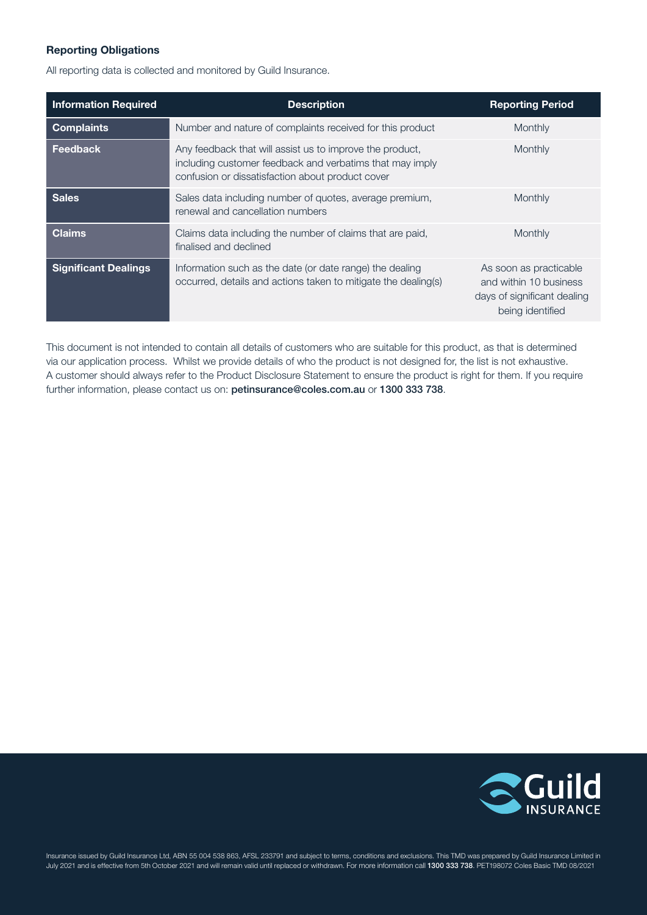### Reporting Obligations

All reporting data is collected and monitored by Guild Insurance.

| Information Required | Description | Reporting Period |
|---|---|---|
| **Complaints** | Number and nature of complaints received for this product | Monthly |
| **Feedback** | Any feedback that will assist us to improve the product, including customer feedback and verbatims that may imply confusion or dissatisfaction about product cover | Monthly |
| **Sales** | Sales data including number of quotes, average premium, renewal and cancellation numbers | Monthly |
| **Claims** | Claims data including the number of claims that are paid, finalised and declined | Monthly |
| **Significant Dealings** | Information such as the date (or date range) the dealing occurred, details and actions taken to mitigate the dealing(s) | As soon as practicable and within 10 business days of significant dealing being identified |

This document is not intended to contain all details of customers who are suitable for this product, as that is determined via our application process. Whilst we provide details of who the product is not designed for, the list is not exhaustive. A customer should always refer to the Product Disclosure Statement to ensure the product is right for them. If you require further information, please contact us on: **petinsurance@coles.com.au** or **1300 333 738**.

Guild INSURANCE

Insurance issued by Guild Insurance Ltd, ABN 55 004 538 863, AFSL 233791 and subject to terms, conditions and exclusions. This TMD was prepared by Guild Insurance Limited in July 2021 and is effective from 5th October 2021 and will remain valid until replaced or withdrawn. For more information call **1300 333 738**. PET198072 Coles Basic TMD 08/2021